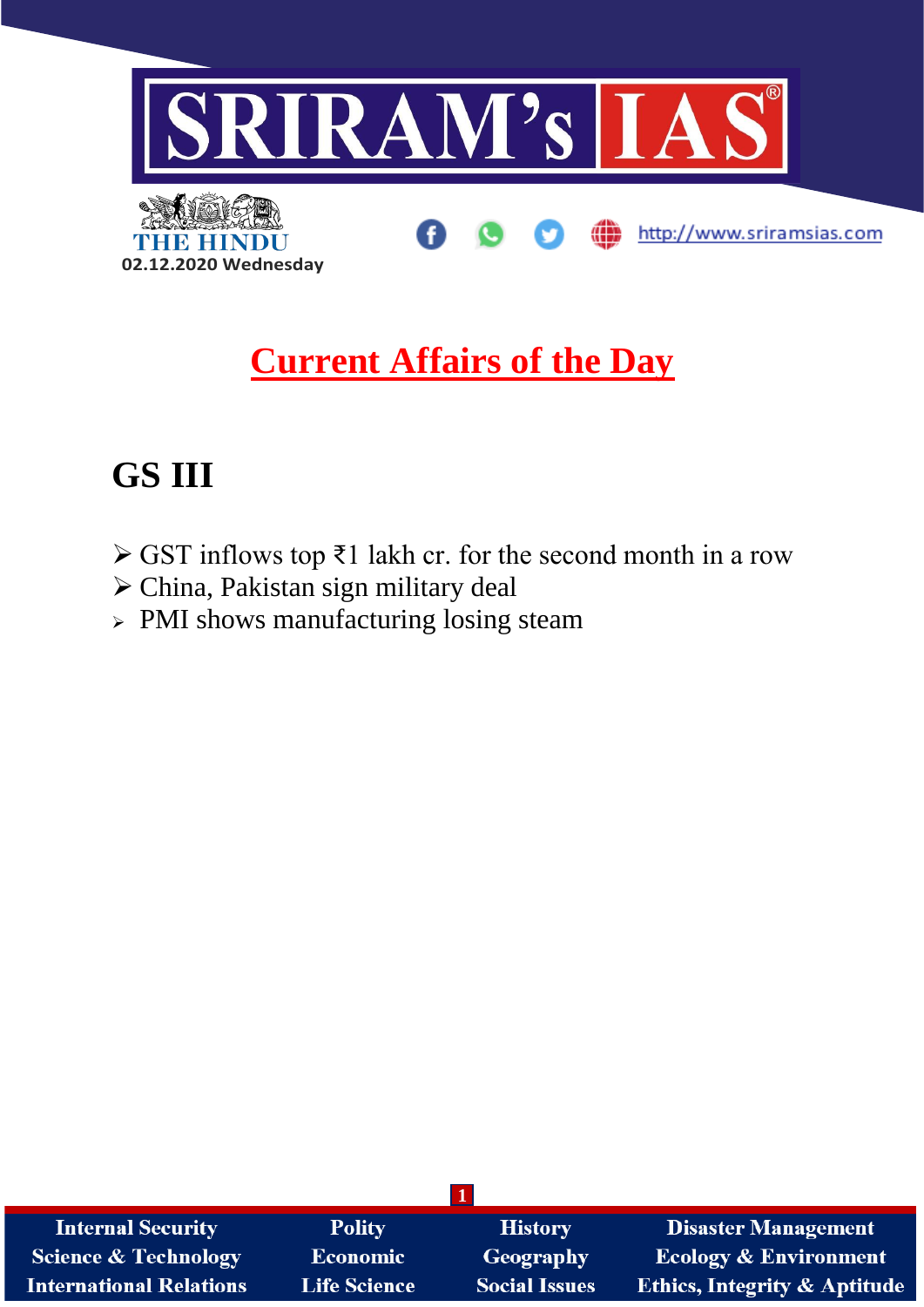02.12.2020 Wednesday

# Current Affairs of the Day

## GS III

- GST inflows top ₹1 lakh cr. for the second month in a row
- China, Pakistan sign military deal
- PMI shows manufacturing losing steam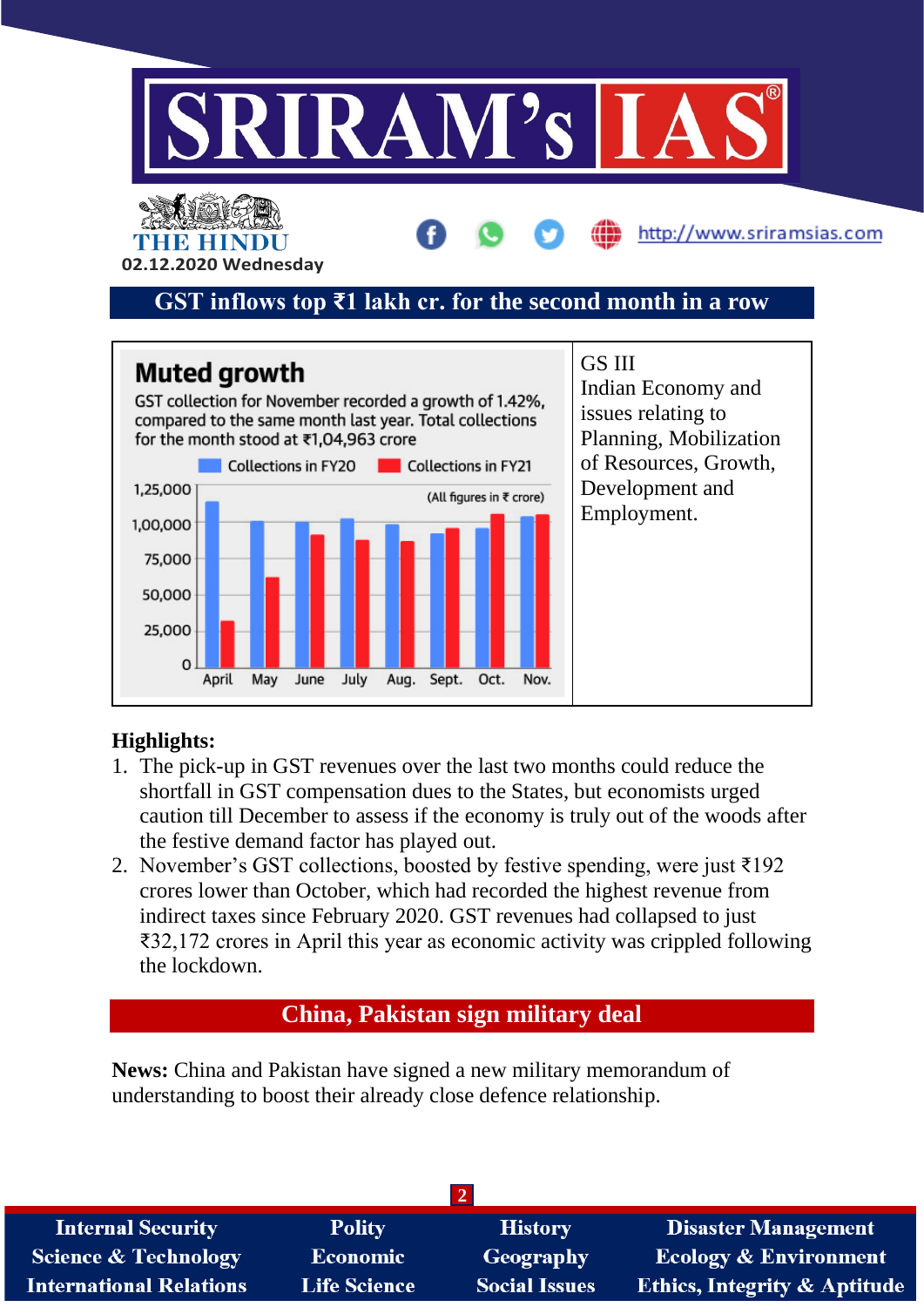## GST inflows top ₹1 lakh cr. for the second month in a row

| **Muted growth** | GS III |
|---|---|
| GST collection for November recorded a growth of 1.42%, compared to the same month last year. Total collections for the month stood at ₹1,04,963 crore | Indian Economy and issues relating to Planning, Mobilization of Resources, Growth, Development and Employment. |

**Highlights:**

1. The pick-up in GST revenues over the last two months could reduce the shortfall in GST compensation dues to the States, but economists urged caution till December to assess if the economy is truly out of the woods after the festive demand factor has played out.
2. November's GST collections, boosted by festive spending, were just ₹192 crores lower than October, which had recorded the highest revenue from indirect taxes since February 2020. GST revenues had collapsed to just ₹32,172 crores in April this year as economic activity was crippled following the lockdown.

## China, Pakistan sign military deal

**News:** China and Pakistan have signed a new military memorandum of understanding to boost their already close defence relationship.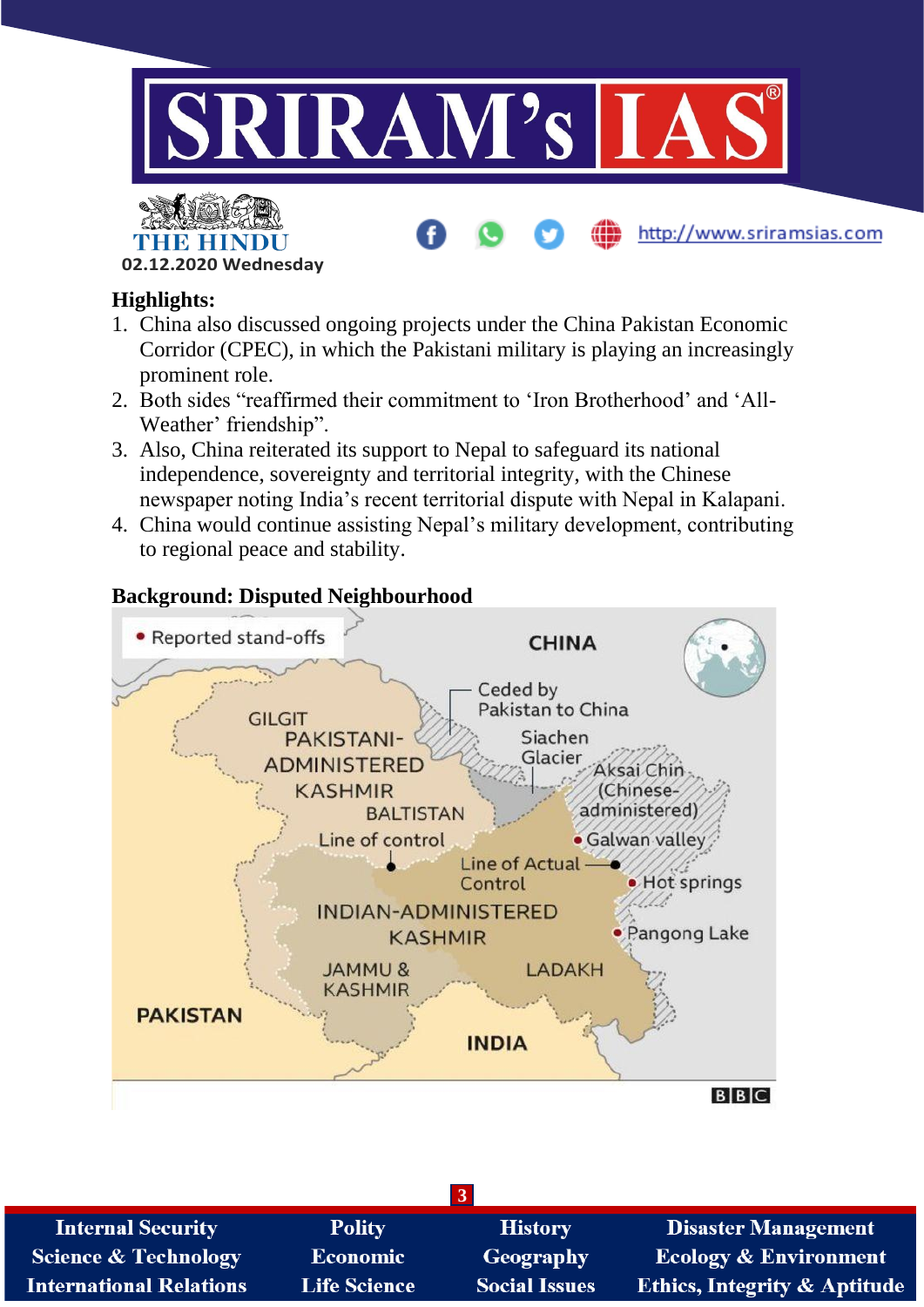**Highlights:**

1. China also discussed ongoing projects under the China Pakistan Economic Corridor (CPEC), in which the Pakistani military is playing an increasingly prominent role.
2. Both sides "reaffirmed their commitment to 'Iron Brotherhood' and 'All-Weather' friendship".
3. Also, China reiterated its support to Nepal to safeguard its national independence, sovereignty and territorial integrity, with the Chinese newspaper noting India's recent territorial dispute with Nepal in Kalapani.
4. China would continue assisting Nepal's military development, contributing to regional peace and stability.

**Background: Disputed Neighbourhood**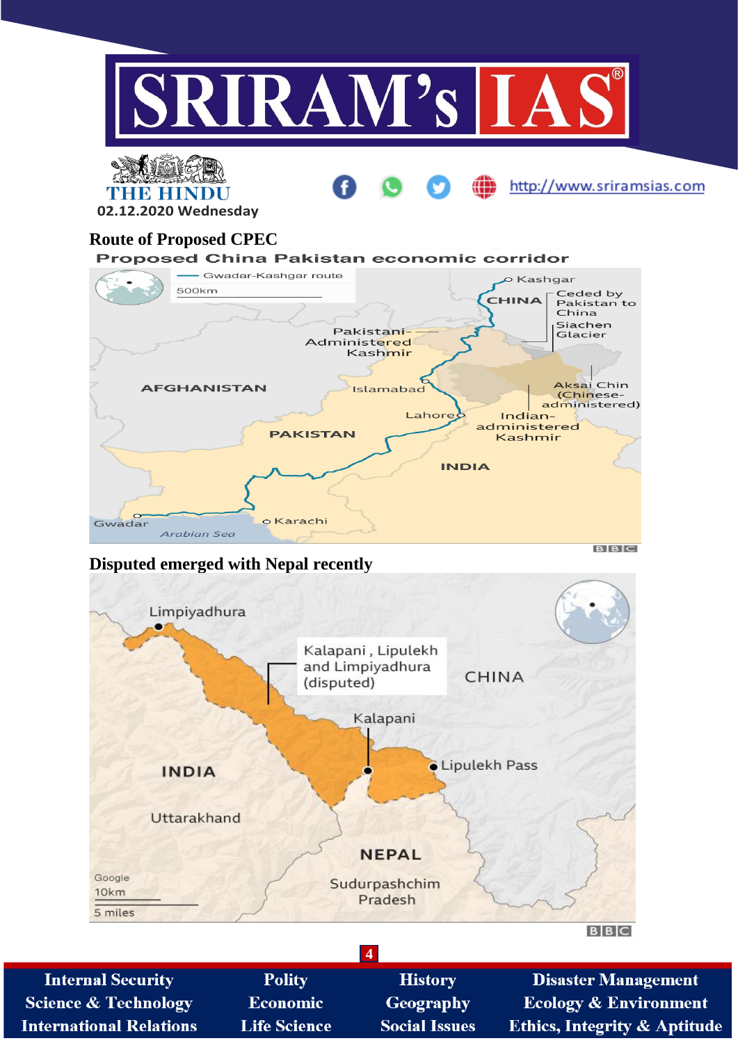## Route of Proposed CPEC

**Proposed China Pakistan economic corridor**

Gwadar-Kashgar route

500km

Kashgar

CHINA

Ceded by Pakistan to China

Siachen Glacier

Pakistani-Administered Kashmir

AFGHANISTAN

Islamabad

Aksai Chin (Chinese-administered)

Lahore

Indian-administered Kashmir

PAKISTAN

INDIA

Gwadar

Karachi

Arabian Sea

BBC

## Disputed emerged with Nepal recently

Limpiyadhura

Kalapani , Lipulekh and Limpiyadhura (disputed)

CHINA

Kalapani

Lipulekh Pass

INDIA

Uttarakhand

NEPAL

Sudurpashchim Pradesh

Google

10km

5 miles

BBC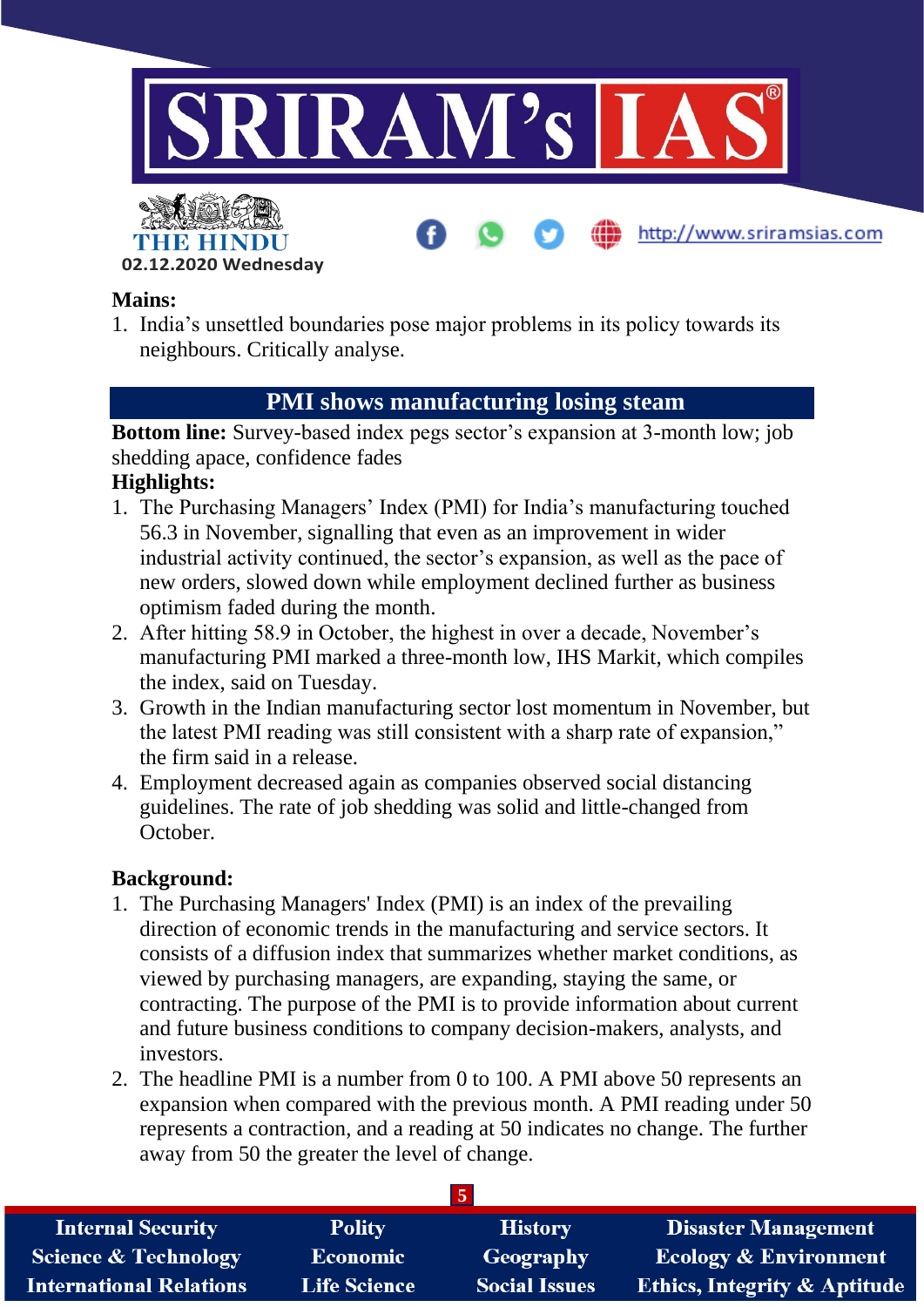**Mains:**

1. India's unsettled boundaries pose major problems in its policy towards its neighbours. Critically analyse.

## PMI shows manufacturing losing steam

**Bottom line:** Survey-based index pegs sector's expansion at 3-month low; job shedding apace, confidence fades

**Highlights:**

1. The Purchasing Managers' Index (PMI) for India's manufacturing touched 56.3 in November, signalling that even as an improvement in wider industrial activity continued, the sector's expansion, as well as the pace of new orders, slowed down while employment declined further as business optimism faded during the month.
2. After hitting 58.9 in October, the highest in over a decade, November's manufacturing PMI marked a three-month low, IHS Markit, which compiles the index, said on Tuesday.
3. Growth in the Indian manufacturing sector lost momentum in November, but the latest PMI reading was still consistent with a sharp rate of expansion," the firm said in a release.
4. Employment decreased again as companies observed social distancing guidelines. The rate of job shedding was solid and little-changed from October.

**Background:**

1. The Purchasing Managers' Index (PMI) is an index of the prevailing direction of economic trends in the manufacturing and service sectors. It consists of a diffusion index that summarizes whether market conditions, as viewed by purchasing managers, are expanding, staying the same, or contracting. The purpose of the PMI is to provide information about current and future business conditions to company decision-makers, analysts, and investors.
2. The headline PMI is a number from 0 to 100. A PMI above 50 represents an expansion when compared with the previous month. A PMI reading under 50 represents a contraction, and a reading at 50 indicates no change. The further away from 50 the greater the level of change.